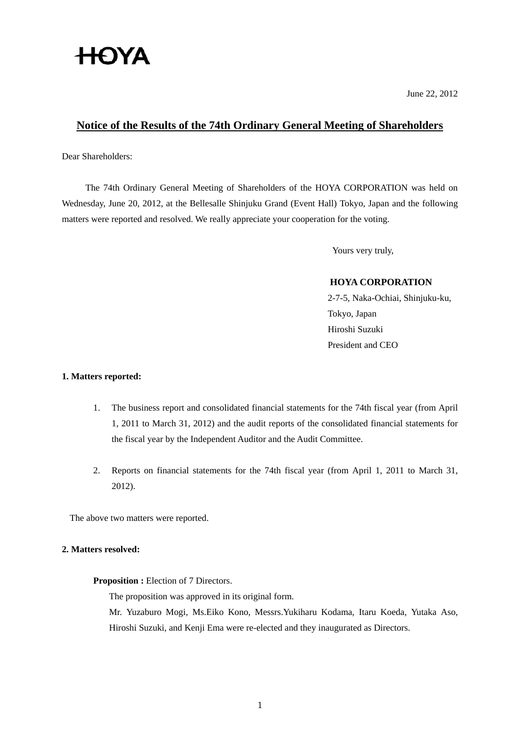HOYA

June 22, 2012

# Notice of the Results of the 74th Ordinary General Meeting of Shareholders

Dear Shareholders:

The 74th Ordinary General Meeting of Shareholders of the HOYA CORPORATION was held on Wednesday, June 20, 2012, at the Bellesalle Shinjuku Grand (Event Hall) Tokyo, Japan and the following matters were reported and resolved. We really appreciate your cooperation for the voting.

Yours very truly,

**HOYA CORPORATION**
2-7-5, Naka-Ochiai, Shinjuku-ku,
Tokyo, Japan
Hiroshi Suzuki
President and CEO

**1. Matters reported:**

1. The business report and consolidated financial statements for the 74th fiscal year (from April 1, 2011 to March 31, 2012) and the audit reports of the consolidated financial statements for the fiscal year by the Independent Auditor and the Audit Committee.

2. Reports on financial statements for the 74th fiscal year (from April 1, 2011 to March 31, 2012).

The above two matters were reported.

**2. Matters resolved:**

**Proposition :** Election of 7 Directors.

The proposition was approved in its original form.

Mr. Yuzaburo Mogi, Ms.Eiko Kono, Messrs.Yukiharu Kodama, Itaru Koeda, Yutaka Aso, Hiroshi Suzuki, and Kenji Ema were re-elected and they inaugurated as Directors.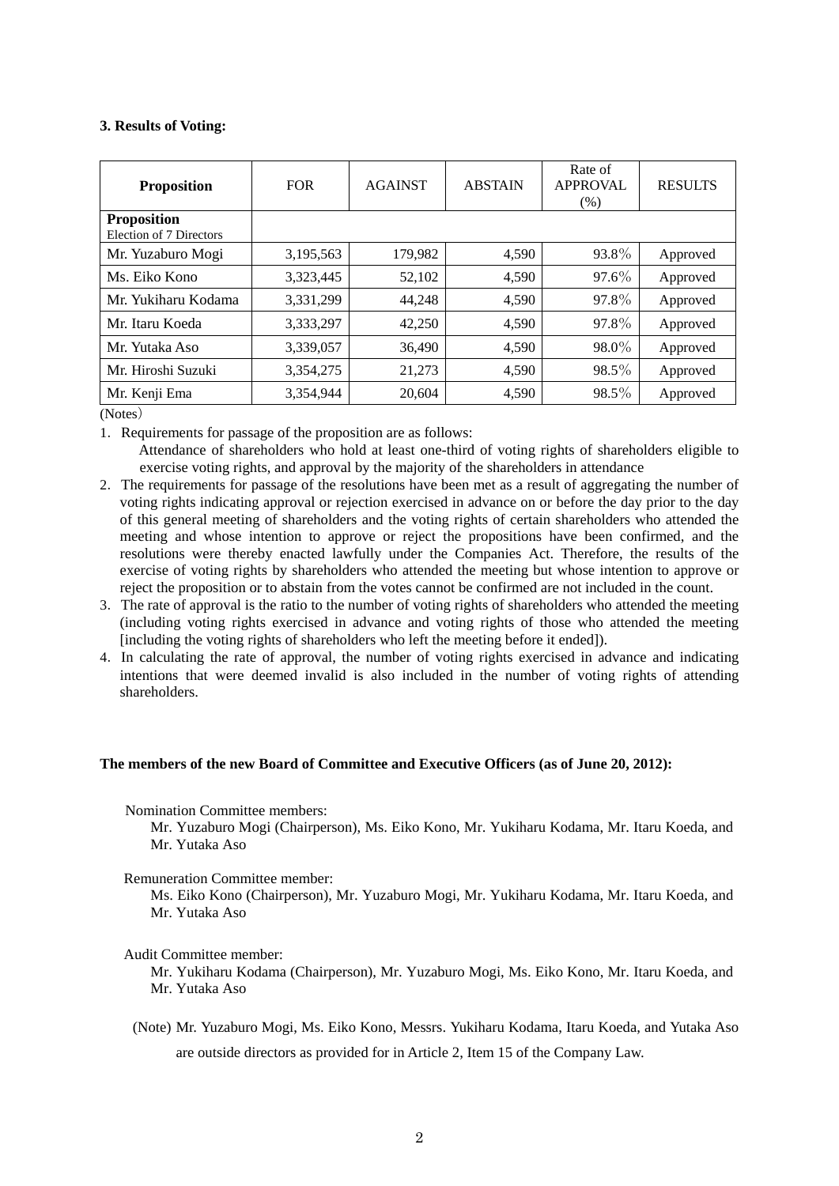**3. Results of Voting:**

| Proposition | FOR | AGAINST | ABSTAIN | Rate of APPROVAL (%) | RESULTS |
|---|---|---|---|---|---|
| **Proposition** Election of 7 Directors | | | | | |
| Mr. Yuzaburo Mogi | 3,195,563 | 179,982 | 4,590 | 93.8% | Approved |
| Ms. Eiko Kono | 3,323,445 | 52,102 | 4,590 | 97.6% | Approved |
| Mr. Yukiharu Kodama | 3,331,299 | 44,248 | 4,590 | 97.8% | Approved |
| Mr. Itaru Koeda | 3,333,297 | 42,250 | 4,590 | 97.8% | Approved |
| Mr. Yutaka Aso | 3,339,057 | 36,490 | 4,590 | 98.0% | Approved |
| Mr. Hiroshi Suzuki | 3,354,275 | 21,273 | 4,590 | 98.5% | Approved |
| Mr. Kenji Ema | 3,354,944 | 20,604 | 4,590 | 98.5% | Approved |

(Notes)

1. Requirements for passage of the proposition are as follows:
   Attendance of shareholders who hold at least one-third of voting rights of shareholders eligible to exercise voting rights, and approval by the majority of the shareholders in attendance
2. The requirements for passage of the resolutions have been met as a result of aggregating the number of voting rights indicating approval or rejection exercised in advance on or before the day prior to the day of this general meeting of shareholders and the voting rights of certain shareholders who attended the meeting and whose intention to approve or reject the propositions have been confirmed, and the resolutions were thereby enacted lawfully under the Companies Act. Therefore, the results of the exercise of voting rights by shareholders who attended the meeting but whose intention to approve or reject the proposition or to abstain from the votes cannot be confirmed are not included in the count.
3. The rate of approval is the ratio to the number of voting rights of shareholders who attended the meeting (including voting rights exercised in advance and voting rights of those who attended the meeting [including the voting rights of shareholders who left the meeting before it ended]).
4. In calculating the rate of approval, the number of voting rights exercised in advance and indicating intentions that were deemed invalid is also included in the number of voting rights of attending shareholders.

**The members of the new Board of Committee and Executive Officers (as of June 20, 2012):**

Nomination Committee members:
Mr. Yuzaburo Mogi (Chairperson), Ms. Eiko Kono, Mr. Yukiharu Kodama, Mr. Itaru Koeda, and Mr. Yutaka Aso

Remuneration Committee member:
Ms. Eiko Kono (Chairperson), Mr. Yuzaburo Mogi, Mr. Yukiharu Kodama, Mr. Itaru Koeda, and Mr. Yutaka Aso

Audit Committee member:
Mr. Yukiharu Kodama (Chairperson), Mr. Yuzaburo Mogi, Ms. Eiko Kono, Mr. Itaru Koeda, and Mr. Yutaka Aso

(Note) Mr. Yuzaburo Mogi, Ms. Eiko Kono, Messrs. Yukiharu Kodama, Itaru Koeda, and Yutaka Aso are outside directors as provided for in Article 2, Item 15 of the Company Law.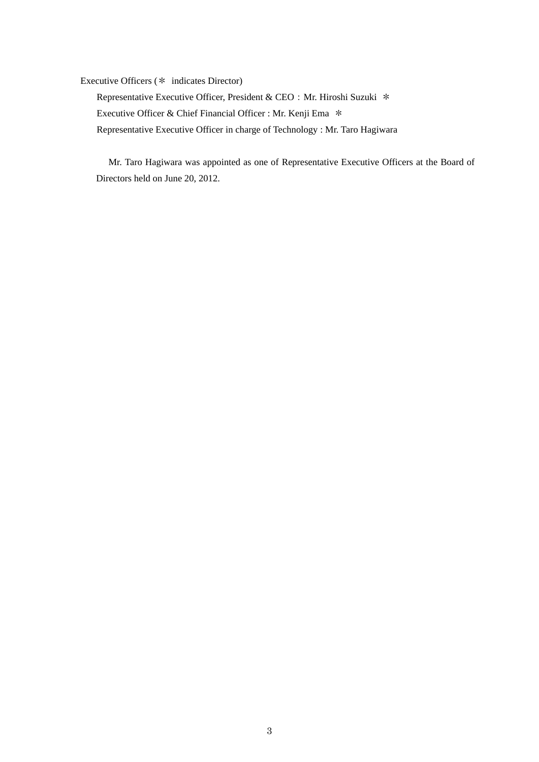Executive Officers (＊ indicates Director)

Representative Executive Officer, President & CEO：Mr. Hiroshi Suzuki ＊

Executive Officer & Chief Financial Officer : Mr. Kenji Ema ＊

Representative Executive Officer in charge of Technology : Mr. Taro Hagiwara

Mr. Taro Hagiwara was appointed as one of Representative Executive Officers at the Board of Directors held on June 20, 2012.